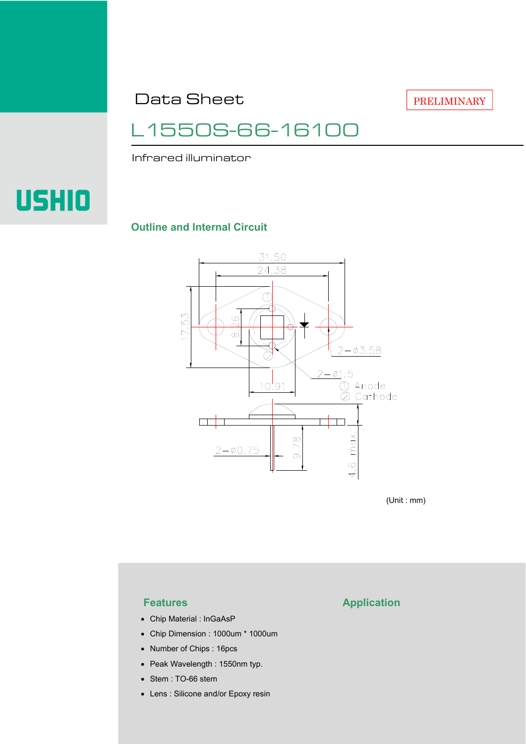Data Sheet

PRELIMINARY

# L1550S-66-16100

Infrared illuminator

USHIO

## Outline and Internal Circuit

31.50

24.38

17.53

8.26

10.91

2−ø3.58

2−ø1.5

① Anode

② Cathode

2−ø0.75

9.78

4.6 max.

(Unit : mm)

## Features

- Chip Material : InGaAsP
- Chip Dimension : 1000um * 1000um
- Number of Chips : 16pcs
- Peak Wavelength : 1550nm typ.
- Stem : TO-66 stem
- Lens : Silicone and/or Epoxy resin

## Application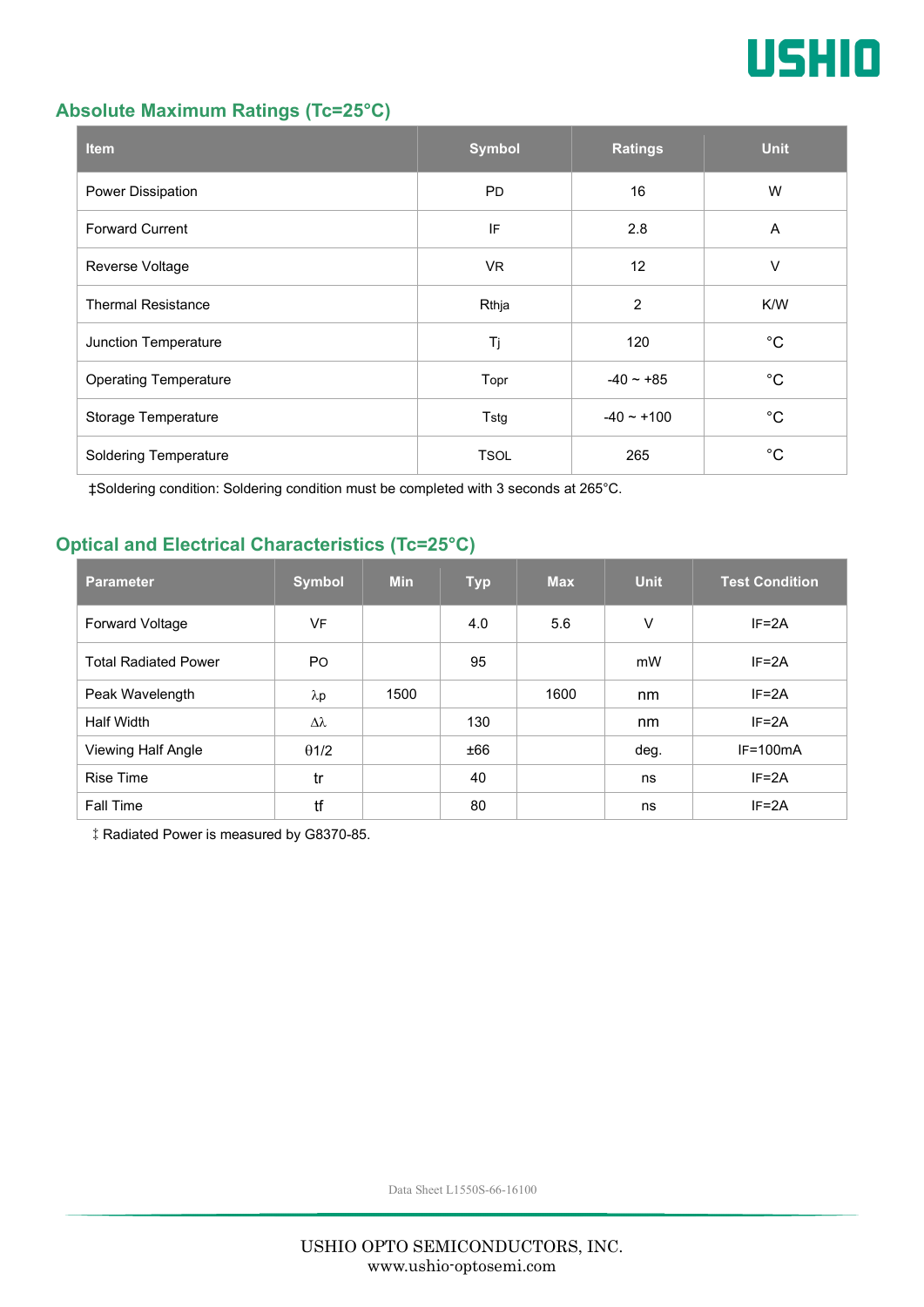## Absolute Maximum Ratings (Tc=25°C)

| Item | Symbol | Ratings | Unit |
|---|---|---|---|
| Power Dissipation | PD | 16 | W |
| Forward Current | IF | 2.8 | A |
| Reverse Voltage | VR | 12 | V |
| Thermal Resistance | Rthja | 2 | K/W |
| Junction Temperature | Tj | 120 | °C |
| Operating Temperature | Topr | -40 ~ +85 | °C |
| Storage Temperature | Tstg | -40 ~ +100 | °C |
| Soldering Temperature | TSOL | 265 | °C |

‡Soldering condition: Soldering condition must be completed with 3 seconds at 265°C.

## Optical and Electrical Characteristics (Tc=25°C)

| Parameter | Symbol | Min | Typ | Max | Unit | Test Condition |
|---|---|---|---|---|---|---|
| Forward Voltage | VF | | 4.0 | 5.6 | V | IF=2A |
| Total Radiated Power | PO | | 95 | | mW | IF=2A |
| Peak Wavelength | λp | 1500 | | 1600 | nm | IF=2A |
| Half Width | Δλ | | 130 | | nm | IF=2A |
| Viewing Half Angle | θ1/2 | | ±66 | | deg. | IF=100mA |
| Rise Time | tr | | 40 | | ns | IF=2A |
| Fall Time | tf | | 80 | | ns | IF=2A |

‡ Radiated Power is measured by G8370-85.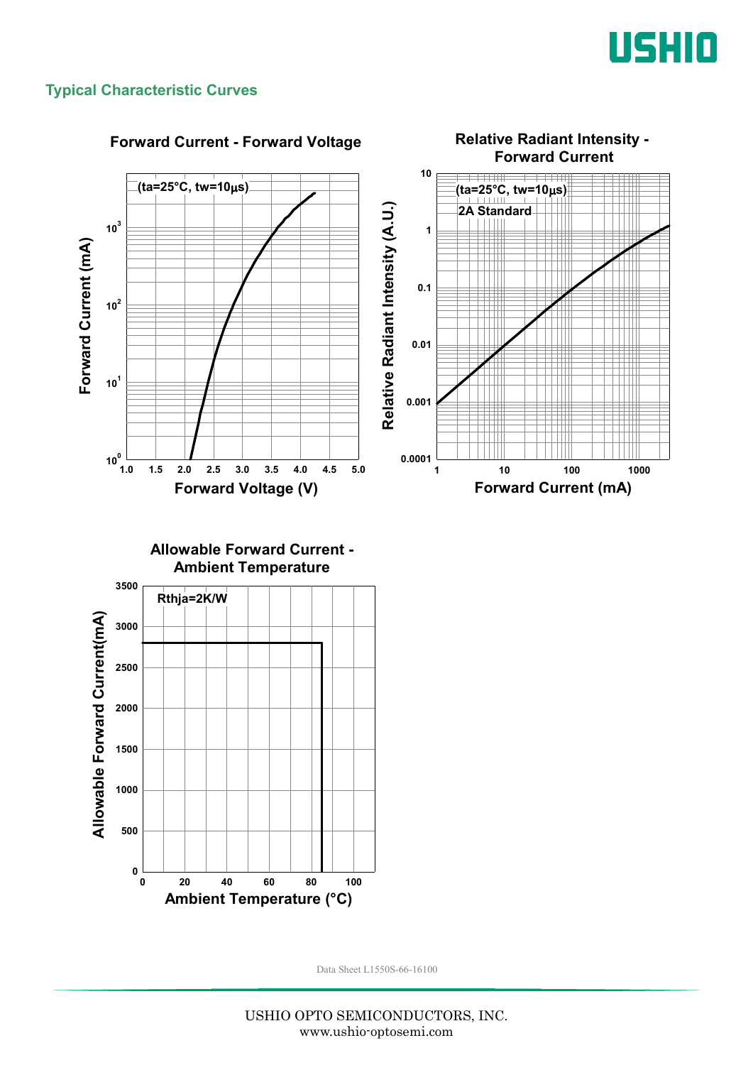## Typical Characteristic Curves

**Forward Current - Forward Voltage**

(ta=25°C, tw=10μs)

Forward Current (mA): $10^0$, $10^1$, $10^2$, $10^3$

Forward Voltage (V): 1.0, 1.5, 2.0, 2.5, 3.0, 3.5, 4.0, 4.5, 5.0

**Relative Radiant Intensity - Forward Current**

(ta=25°C, tw=10μs)

2A Standard

Relative Radiant Intensity (A.U.): 0.0001, 0.001, 0.01, 0.1, 1, 10

Forward Current (mA): 1, 10, 100, 1000

**Allowable Forward Current - Ambient Temperature**

Rthja=2K/W

Allowable Forward Current(mA): 0, 500, 1000, 1500, 2000, 2500, 3000, 3500

Ambient Temperature (°C): 0, 20, 40, 60, 80, 100

Data Sheet L1550S-66-16100

USHIO OPTO SEMICONDUCTORS, INC.
www.ushio-optosemi.com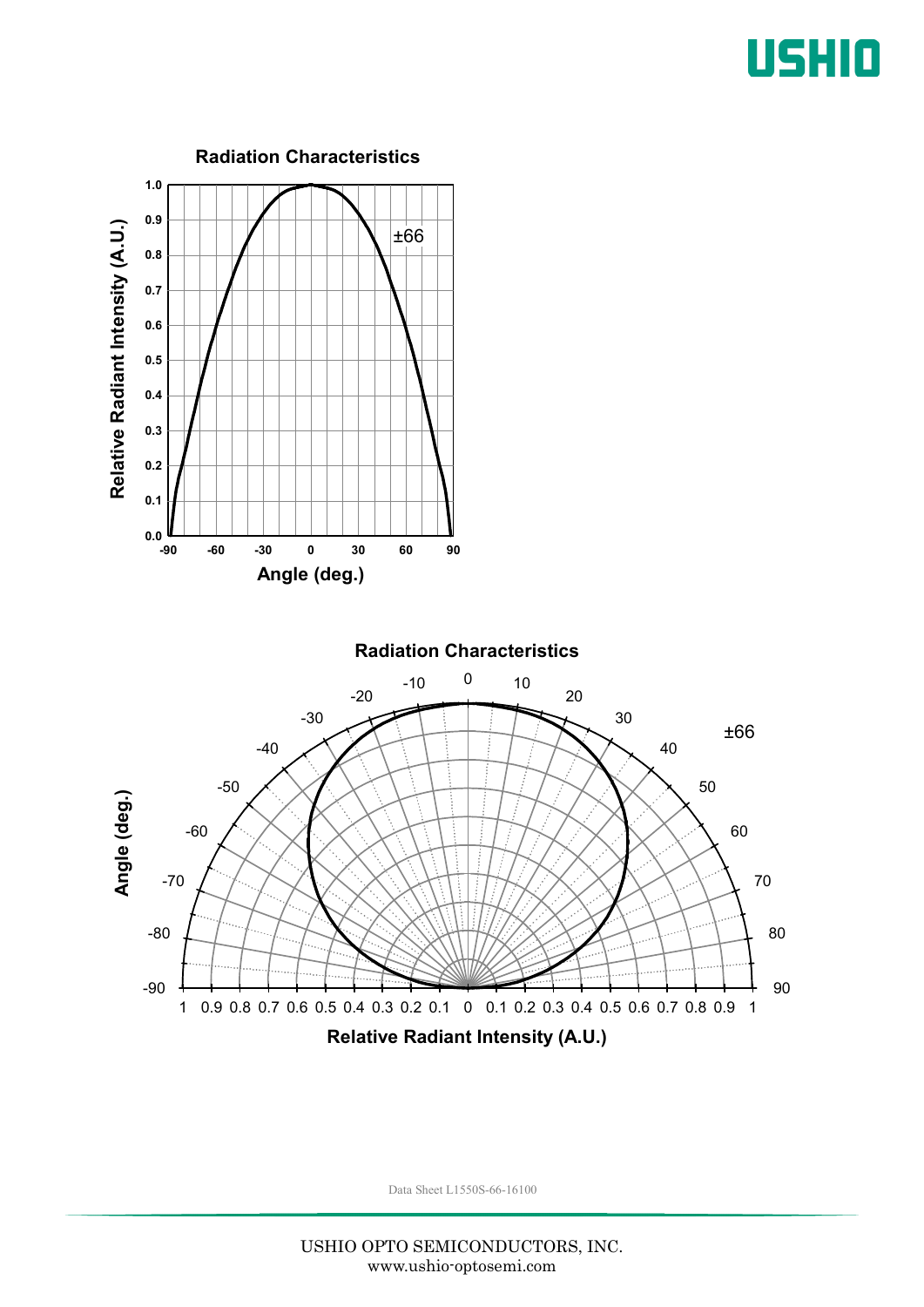## Radiation Characteristics

Relative Radiant Intensity (A.U.) vs. Angle (deg.)

±66

## Radiation Characteristics

Angle (deg.) vs. Relative Radiant Intensity (A.U.)

±66

Data Sheet L1550S-66-16100

USHIO OPTO SEMICONDUCTORS, INC.
www.ushio-optosemi.com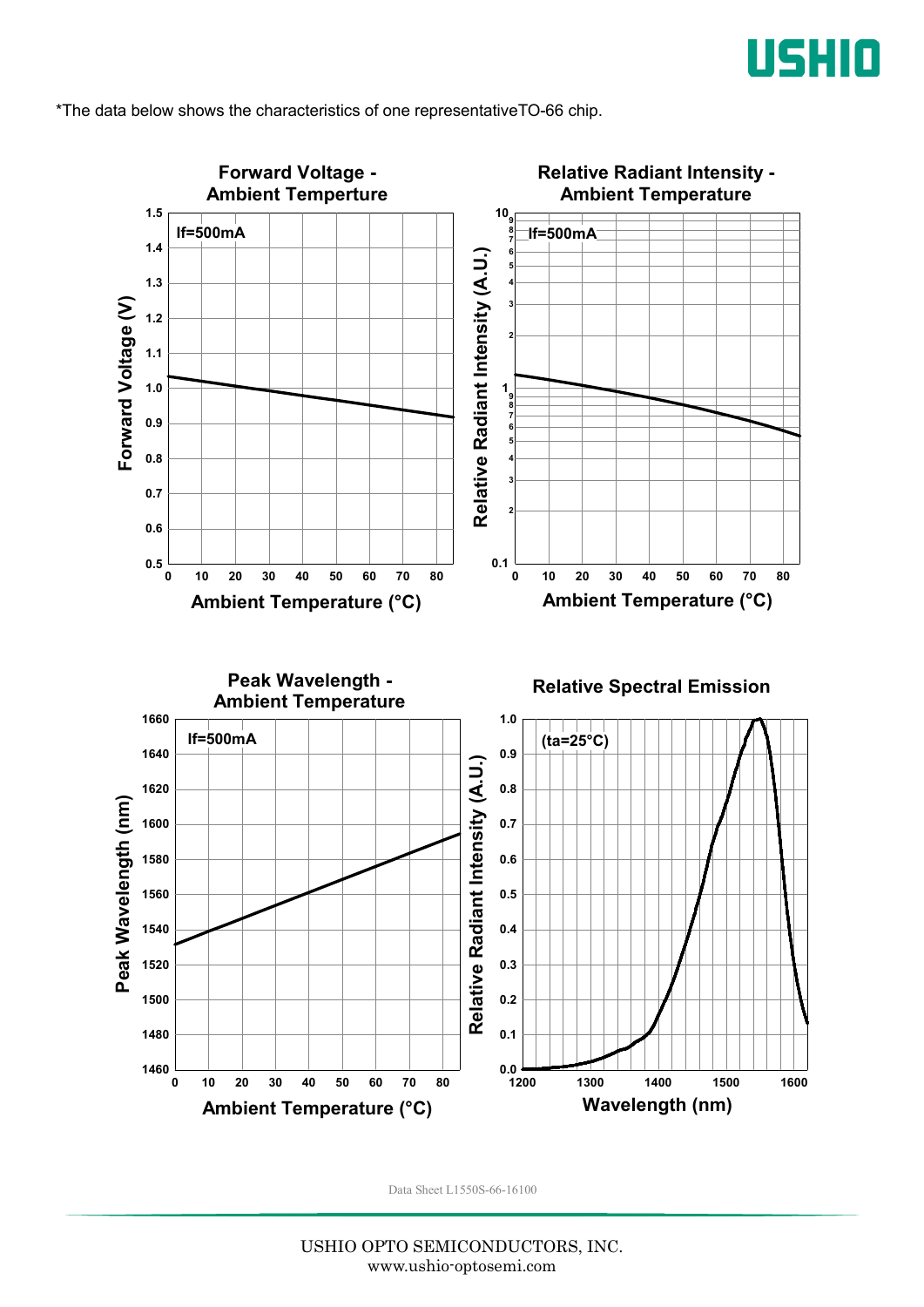*The data below shows the characteristics of one representativeTO-66 chip.

### Forward Voltage - Ambient Temperture

If=500mA

Forward Voltage (V)

Ambient Temperature (°C)

### Relative Radiant Intensity - Ambient Temperature

If=500mA

Relative Radiant Intensity (A.U.)

Ambient Temperature (°C)

### Peak Wavelength - Ambient Temperature

If=500mA

Peak Wavelength (nm)

Ambient Temperature (°C)

### Relative Spectral Emission

(ta=25°C)

Relative Radiant Intensity (A.U.)

Wavelength (nm)

Data Sheet L1550S-66-16100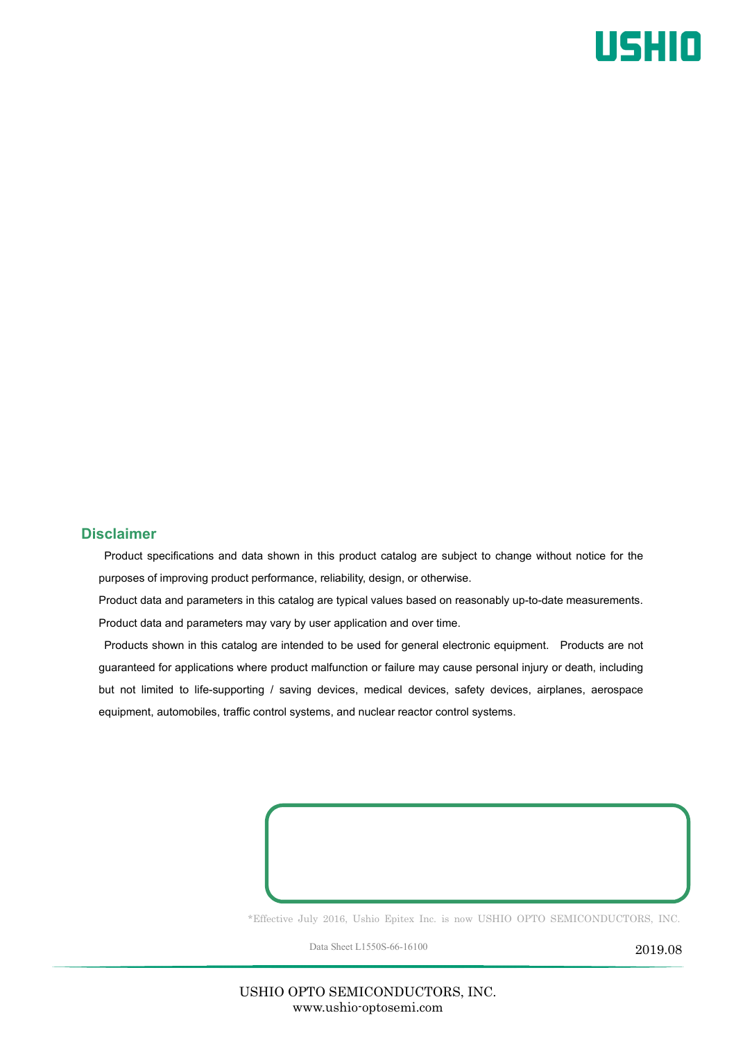## Disclaimer

Product specifications and data shown in this product catalog are subject to change without notice for the purposes of improving product performance, reliability, design, or otherwise.

Product data and parameters in this catalog are typical values based on reasonably up-to-date measurements. Product data and parameters may vary by user application and over time.

Products shown in this catalog are intended to be used for general electronic equipment. Products are not guaranteed for applications where product malfunction or failure may cause personal injury or death, including but not limited to life-supporting / saving devices, medical devices, safety devices, airplanes, aerospace equipment, automobiles, traffic control systems, and nuclear reactor control systems.

*Effective July 2016, Ushio Epitex Inc. is now USHIO OPTO SEMICONDUCTORS, INC.

Data Sheet L1550S-66-16100

2019.08

USHIO OPTO SEMICONDUCTORS, INC.
www.ushio-optosemi.com